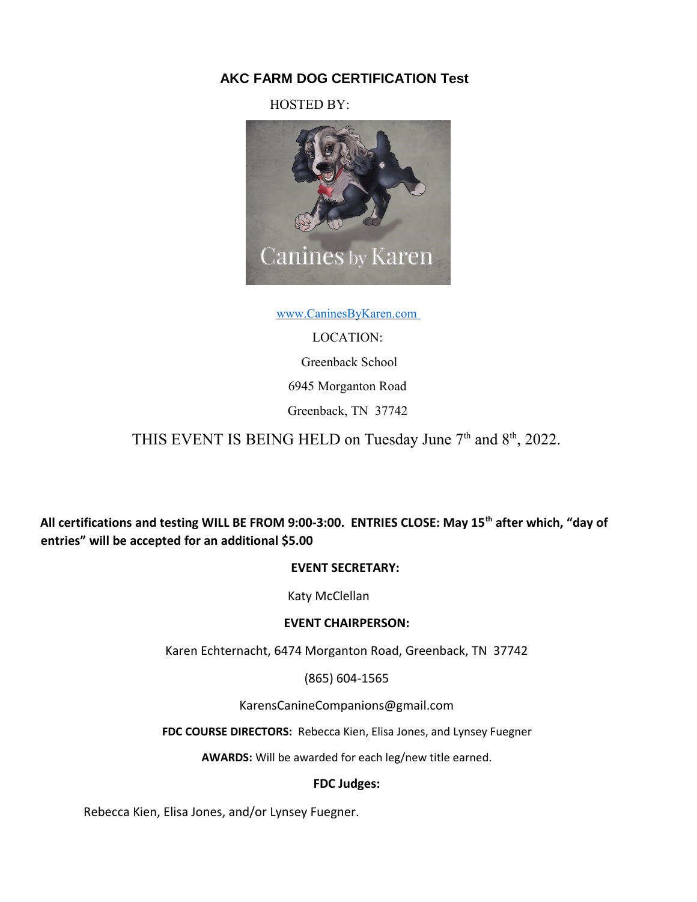## AKC FARM DOG CERTIFICATION Test

HOSTED BY:

Canines by Karen

www.CaninesByKaren.com

LOCATION:

Greenback School

6945 Morganton Road

Greenback, TN 37742

THIS EVENT IS BEING HELD on Tuesday June 7th and 8th, 2022.

**All certifications and testing WILL BE FROM 9:00-3:00. ENTRIES CLOSE: May 15th after which, "day of entries" will be accepted for an additional $5.00**

**EVENT SECRETARY:**

Katy McClellan

**EVENT CHAIRPERSON:**

Karen Echternacht, 6474 Morganton Road, Greenback, TN 37742

(865) 604-1565

KarensCanineCompanions@gmail.com

**FDC COURSE DIRECTORS:** Rebecca Kien, Elisa Jones, and Lynsey Fuegner

**AWARDS:** Will be awarded for each leg/new title earned.

**FDC Judges:**

Rebecca Kien, Elisa Jones, and/or Lynsey Fuegner.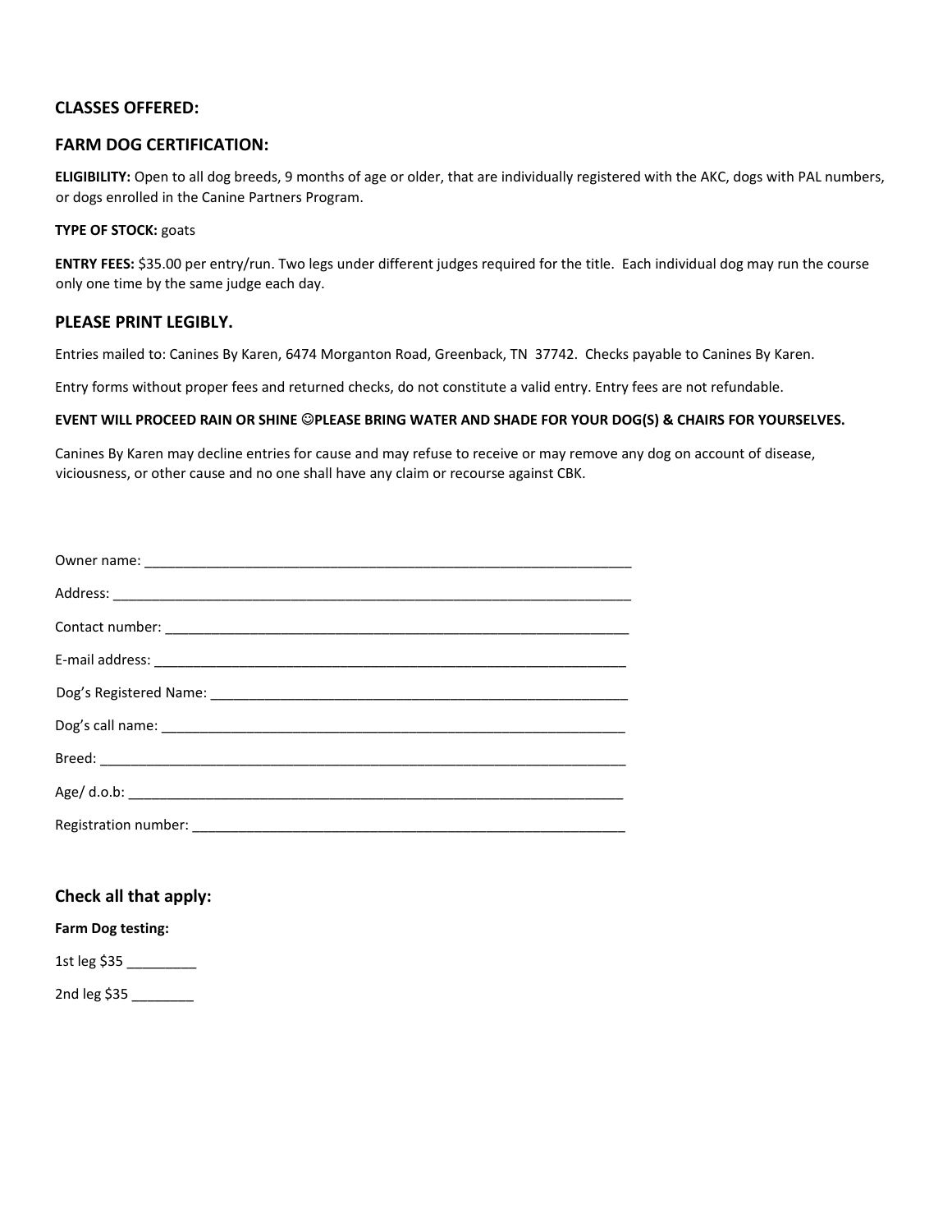## CLASSES OFFERED:

## FARM DOG CERTIFICATION:

**ELIGIBILITY:** Open to all dog breeds, 9 months of age or older, that are individually registered with the AKC, dogs with PAL numbers, or dogs enrolled in the Canine Partners Program.

**TYPE OF STOCK:** goats

**ENTRY FEES:** $35.00 per entry/run. Two legs under different judges required for the title. Each individual dog may run the course only one time by the same judge each day.

## PLEASE PRINT LEGIBLY.

Entries mailed to: Canines By Karen, 6474 Morganton Road, Greenback, TN 37742. Checks payable to Canines By Karen.

Entry forms without proper fees and returned checks, do not constitute a valid entry. Entry fees are not refundable.

**EVENT WILL PROCEED RAIN OR SHINE ☺PLEASE BRING WATER AND SHADE FOR YOUR DOG(S) & CHAIRS FOR YOURSELVES.**

Canines By Karen may decline entries for cause and may refuse to receive or may remove any dog on account of disease, viciousness, or other cause and no one shall have any claim or recourse against CBK.

Owner name: ____________________________________________________________

Address: ______________________________________________________________

Contact number: ________________________________________________________

E-mail address: _________________________________________________________

Dog's Registered Name: __________________________________________________

Dog's call name: ________________________________________________________

Breed: ________________________________________________________________

Age/ d.o.b: _____________________________________________________________

Registration number: _____________________________________________________

## Check all that apply:

**Farm Dog testing:**

1st leg $35 _________

2nd leg $35 ________